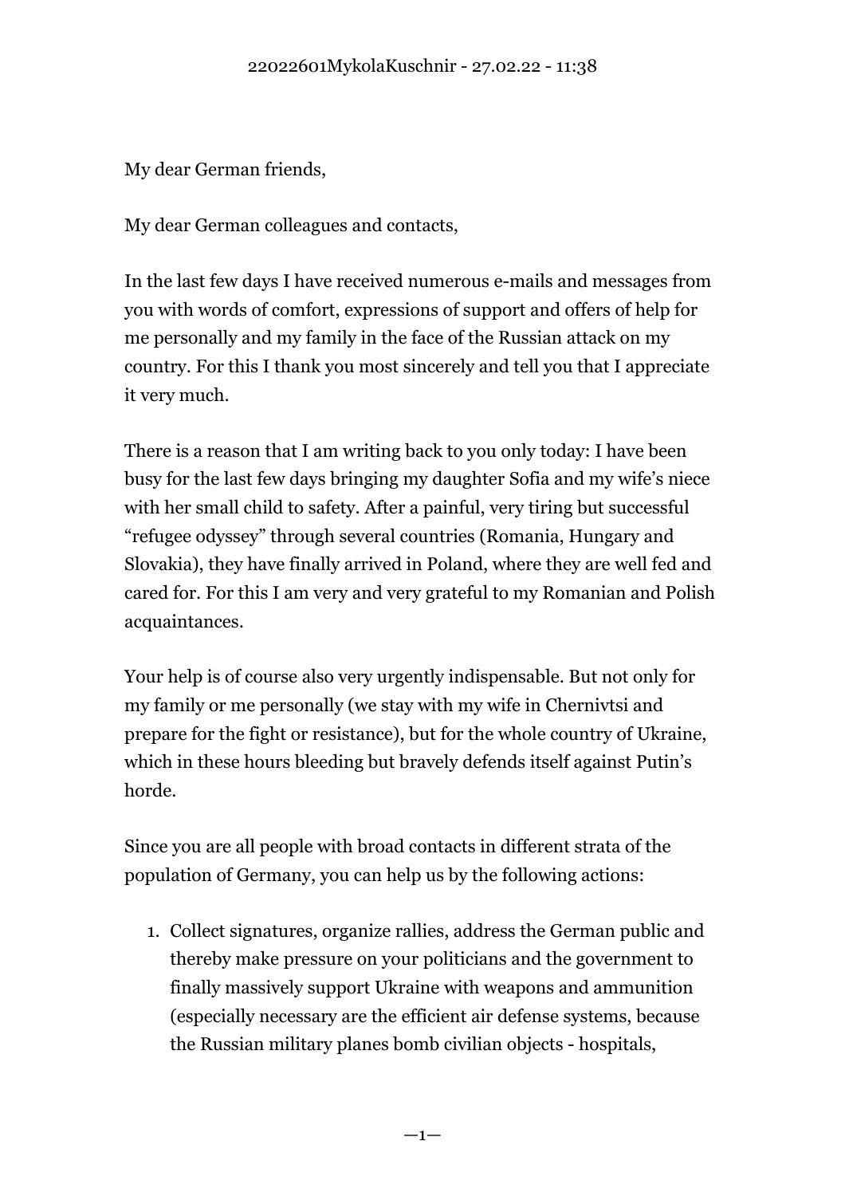My dear German friends,

My dear German colleagues and contacts,

In the last few days I have received numerous e-mails and messages from you with words of comfort, expressions of support and offers of help for me personally and my family in the face of the Russian attack on my country. For this I thank you most sincerely and tell you that I appreciate it very much.

There is a reason that I am writing back to you only today: I have been busy for the last few days bringing my daughter Sofia and my wife's niece with her small child to safety. After a painful, very tiring but successful "refugee odyssey" through several countries (Romania, Hungary and Slovakia), they have finally arrived in Poland, where they are well fed and cared for. For this I am very and very grateful to my Romanian and Polish acquaintances.

Your help is of course also very urgently indispensable. But not only for my family or me personally (we stay with my wife in Chernivtsi and prepare for the fight or resistance), but for the whole country of Ukraine, which in these hours bleeding but bravely defends itself against Putin's horde.

Since you are all people with broad contacts in different strata of the population of Germany, you can help us by the following actions:

1. Collect signatures, organize rallies, address the German public and thereby make pressure on your politicians and the government to finally massively support Ukraine with weapons and ammunition (especially necessary are the efficient air defense systems, because the Russian military planes bomb civilian objects - hospitals,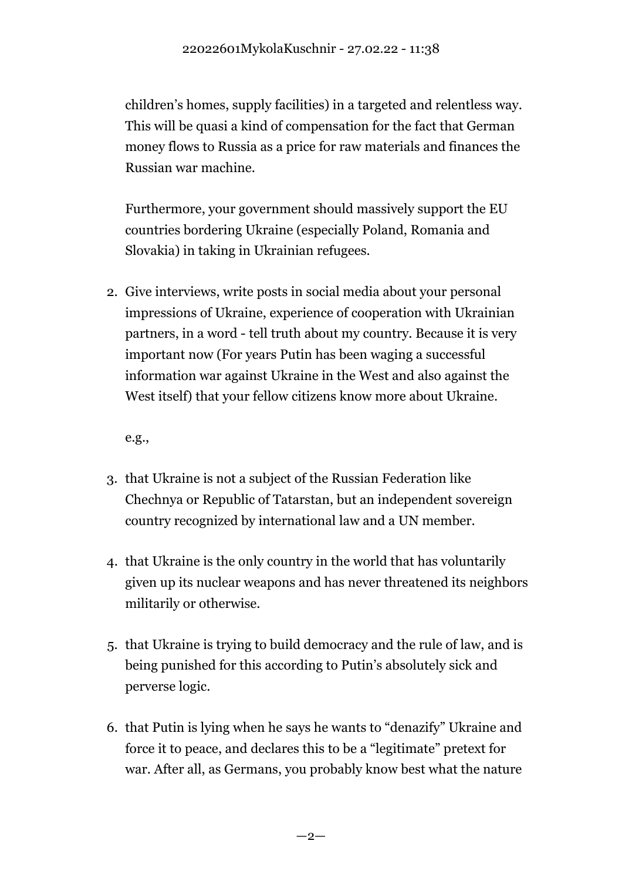children's homes, supply facilities) in a targeted and relentless way. This will be quasi a kind of compensation for the fact that German money flows to Russia as a price for raw materials and finances the Russian war machine.

Furthermore, your government should massively support the EU countries bordering Ukraine (especially Poland, Romania and Slovakia) in taking in Ukrainian refugees.

2. Give interviews, write posts in social media about your personal impressions of Ukraine, experience of cooperation with Ukrainian partners, in a word - tell truth about my country. Because it is very important now (For years Putin has been waging a successful information war against Ukraine in the West and also against the West itself) that your fellow citizens know more about Ukraine.

   e.g.,

3. that Ukraine is not a subject of the Russian Federation like Chechnya or Republic of Tatarstan, but an independent sovereign country recognized by international law and a UN member.

4. that Ukraine is the only country in the world that has voluntarily given up its nuclear weapons and has never threatened its neighbors militarily or otherwise.

5. that Ukraine is trying to build democracy and the rule of law, and is being punished for this according to Putin's absolutely sick and perverse logic.

6. that Putin is lying when he says he wants to "denazify" Ukraine and force it to peace, and declares this to be a "legitimate" pretext for war. After all, as Germans, you probably know best what the nature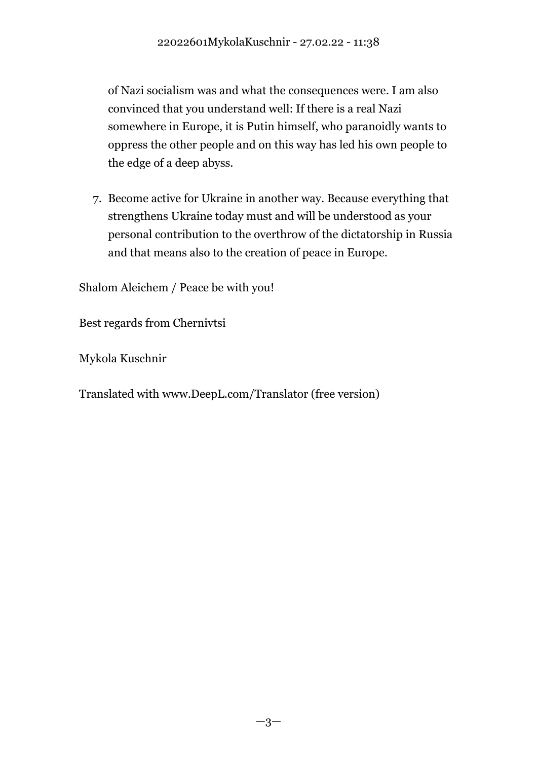of Nazi socialism was and what the consequences were. I am also convinced that you understand well: If there is a real Nazi somewhere in Europe, it is Putin himself, who paranoidly wants to oppress the other people and on this way has led his own people to the edge of a deep abyss.

7. Become active for Ukraine in another way. Because everything that strengthens Ukraine today must and will be understood as your personal contribution to the overthrow of the dictatorship in Russia and that means also to the creation of peace in Europe.

Shalom Aleichem / Peace be with you!

Best regards from Chernivtsi

Mykola Kuschnir

Translated with www.DeepL.com/Translator (free version)